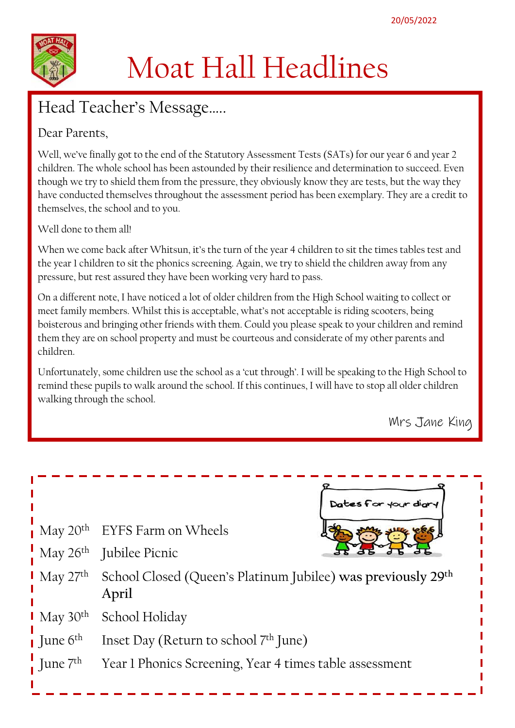20/05/2022

# Moat Hall Headlines

## Head Teacher's Message.....

Dear Parents,

Well, we've finally got to the end of the Statutory Assessment Tests (SATs) for our year 6 and year 2 children. The whole school has been astounded by their resilience and determination to succeed. Even though we try to shield them from the pressure, they obviously know they are tests, but the way they have conducted themselves throughout the assessment period has been exemplary. They are a credit to themselves, the school and to you.

Well done to them all!

When we come back after Whitsun, it's the turn of the year 4 children to sit the times tables test and the year 1 children to sit the phonics screening. Again, we try to shield the children away from any pressure, but rest assured they have been working very hard to pass.

On a different note, I have noticed a lot of older children from the High School waiting to collect or meet family members. Whilst this is acceptable, what's not acceptable is riding scooters, being boisterous and bringing other friends with them. Could you please speak to your children and remind them they are on school property and must be courteous and considerate of my other parents and children.

Unfortunately, some children use the school as a 'cut through'. I will be speaking to the High School to remind these pupils to walk around the school. If this continues, I will have to stop all older children walking through the school.

Mrs Jane King

Dates for your diary

| | |
|---|---|
| May 20th | EYFS Farm on Wheels |
| May 26th | Jubilee Picnic |
| May 27th | School Closed (Queen's Platinum Jubilee) **was previously 29th April** |
| May 30th | School Holiday |
| June 6th | Inset Day (Return to school 7th June) |
| June 7th | Year 1 Phonics Screening, Year 4 times table assessment |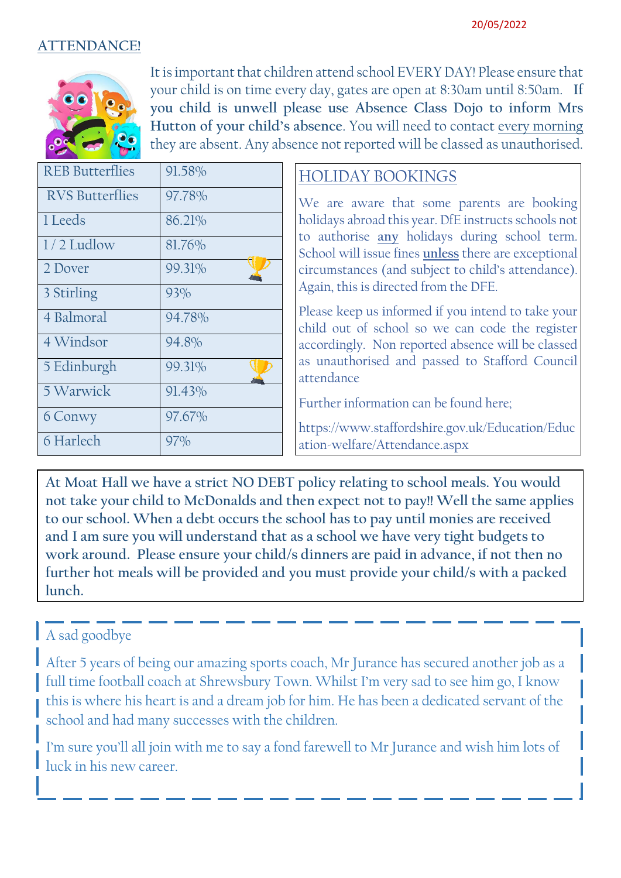20/05/2022

## ATTENDANCE!

It is important that children attend school EVERY DAY! Please ensure that your child is on time every day, gates are open at 8:30am until 8:50am. **If you child is unwell please use Absence Class Dojo to inform Mrs Hutton of your child's absence**. You will need to contact every morning they are absent. Any absence not reported will be classed as unauthorised.

| Class | Attendance |
|---|---|
| REB Butterflies | 91.58% |
| RVS Butterflies | 97.78% |
| 1 Leeds | 86.21% |
| 1 / 2 Ludlow | 81.76% |
| 2 Dover | 99.31% 🏆 |
| 3 Stirling | 93% |
| 4 Balmoral | 94.78% |
| 4 Windsor | 94.8% |
| 5 Edinburgh | 99.31% 🏆 |
| 5 Warwick | 91.43% |
| 6 Conwy | 97.67% |
| 6 Harlech | 97% |

## HOLIDAY BOOKINGS

We are aware that some parents are booking holidays abroad this year. DfE instructs schools not to authorise **any** holidays during school term. School will issue fines **unless** there are exceptional circumstances (and subject to child's attendance). Again, this is directed from the DFE.

Please keep us informed if you intend to take your child out of school so we can code the register accordingly. Non reported absence will be classed as unauthorised and passed to Stafford Council attendance

Further information can be found here;

https://www.staffordshire.gov.uk/Education/Education-welfare/Attendance.aspx

**At Moat Hall we have a strict NO DEBT policy relating to school meals. You would not take your child to McDonalds and then expect not to pay!! Well the same applies to our school. When a debt occurs the school has to pay until monies are received and I am sure you will understand that as a school we have very tight budgets to work around. Please ensure your child/s dinners are paid in advance, if not then no further hot meals will be provided and you must provide your child/s with a packed lunch.**

### A sad goodbye

After 5 years of being our amazing sports coach, Mr Jurance has secured another job as a full time football coach at Shrewsbury Town. Whilst I'm very sad to see him go, I know this is where his heart is and a dream job for him. He has been a dedicated servant of the school and had many successes with the children.

I'm sure you'll all join with me to say a fond farewell to Mr Jurance and wish him lots of luck in his new career.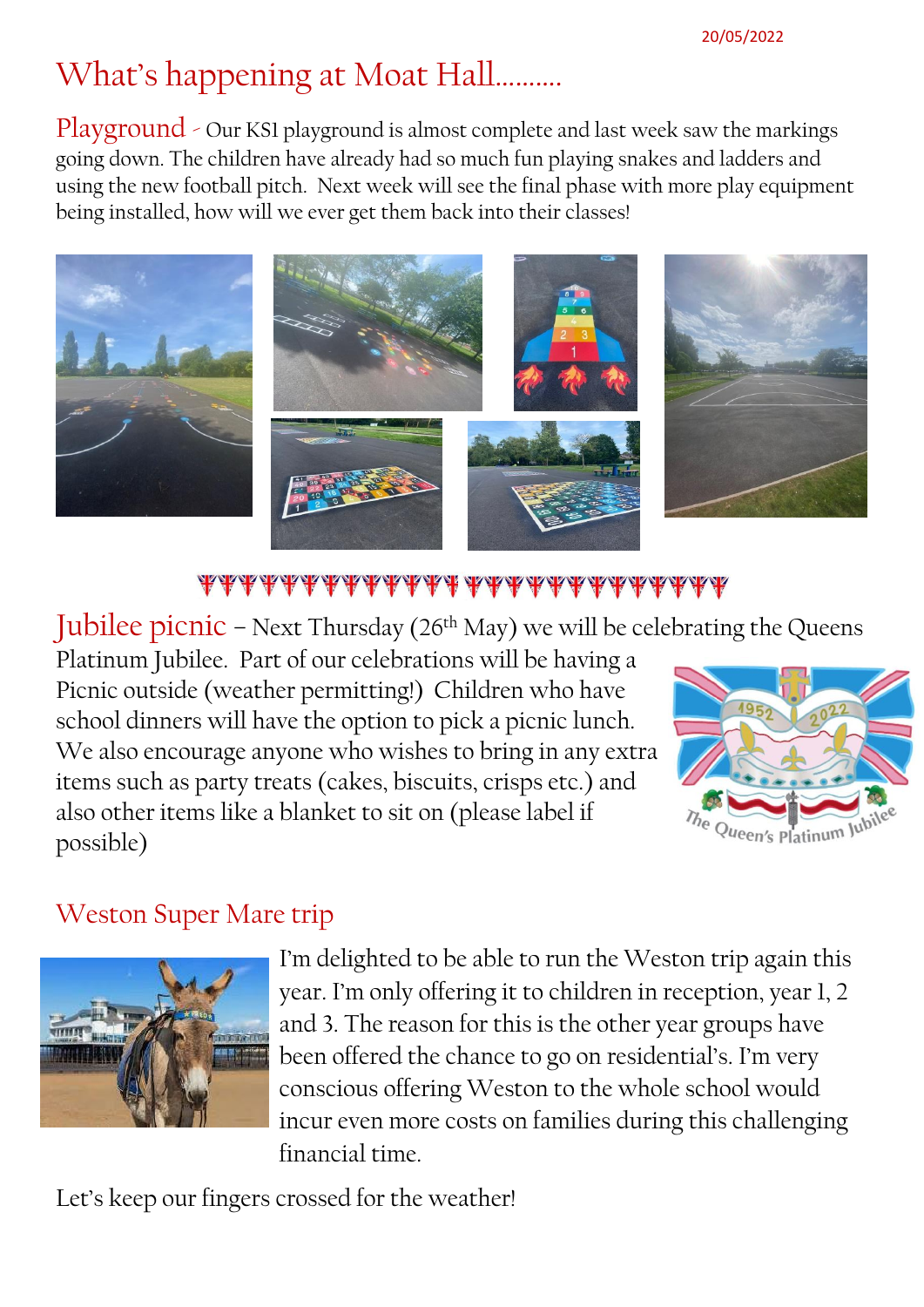20/05/2022

# What's happening at Moat Hall……….

## Playground

Our KS1 playground is almost complete and last week saw the markings going down. The children have already had so much fun playing snakes and ladders and using the new football pitch. Next week will see the final phase with more play equipment being installed, how will we ever get them back into their classes!

## Jubilee picnic

– Next Thursday (26th May) we will be celebrating the Queens Platinum Jubilee. Part of our celebrations will be having a Picnic outside (weather permitting!) Children who have school dinners will have the option to pick a picnic lunch. We also encourage anyone who wishes to bring in any extra items such as party treats (cakes, biscuits, crisps etc.) and also other items like a blanket to sit on (please label if possible)

## Weston Super Mare trip

I'm delighted to be able to run the Weston trip again this year. I'm only offering it to children in reception, year 1, 2 and 3. The reason for this is the other year groups have been offered the chance to go on residential's. I'm very conscious offering Weston to the whole school would incur even more costs on families during this challenging financial time.

Let's keep our fingers crossed for the weather!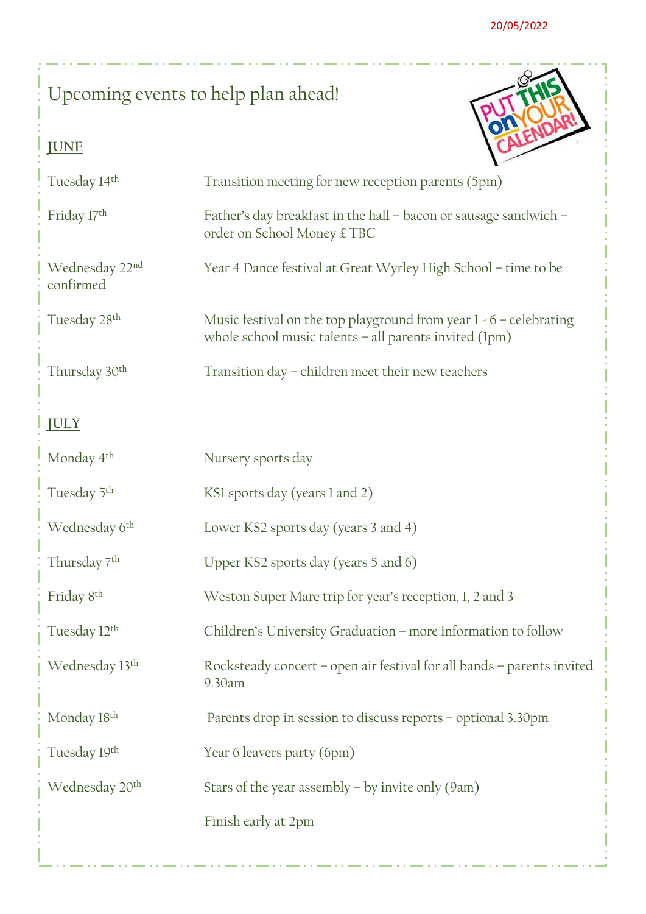20/05/2022

# Upcoming events to help plan ahead!

## JUNE

| | |
|---|---|
| Tuesday 14th | Transition meeting for new reception parents (5pm) |
| Friday 17th | Father's day breakfast in the hall – bacon or sausage sandwich – order on School Money £ TBC |
| Wednesday 22nd confirmed | Year 4 Dance festival at Great Wyrley High School – time to be |
| Tuesday 28th | Music festival on the top playground from year 1 - 6 – celebrating whole school music talents – all parents invited (1pm) |
| Thursday 30th | Transition day – children meet their new teachers |

## JULY

| | |
|---|---|
| Monday 4th | Nursery sports day |
| Tuesday 5th | KS1 sports day (years 1 and 2) |
| Wednesday 6th | Lower KS2 sports day (years 3 and 4) |
| Thursday 7th | Upper KS2 sports day (years 5 and 6) |
| Friday 8th | Weston Super Mare trip for year's reception, 1, 2 and 3 |
| Tuesday 12th | Children's University Graduation – more information to follow |
| Wednesday 13th | Rocksteady concert – open air festival for all bands – parents invited 9.30am |
| Monday 18th | Parents drop in session to discuss reports – optional 3.30pm |
| Tuesday 19th | Year 6 leavers party (6pm) |
| Wednesday 20th | Stars of the year assembly – by invite only (9am) |
| | Finish early at 2pm |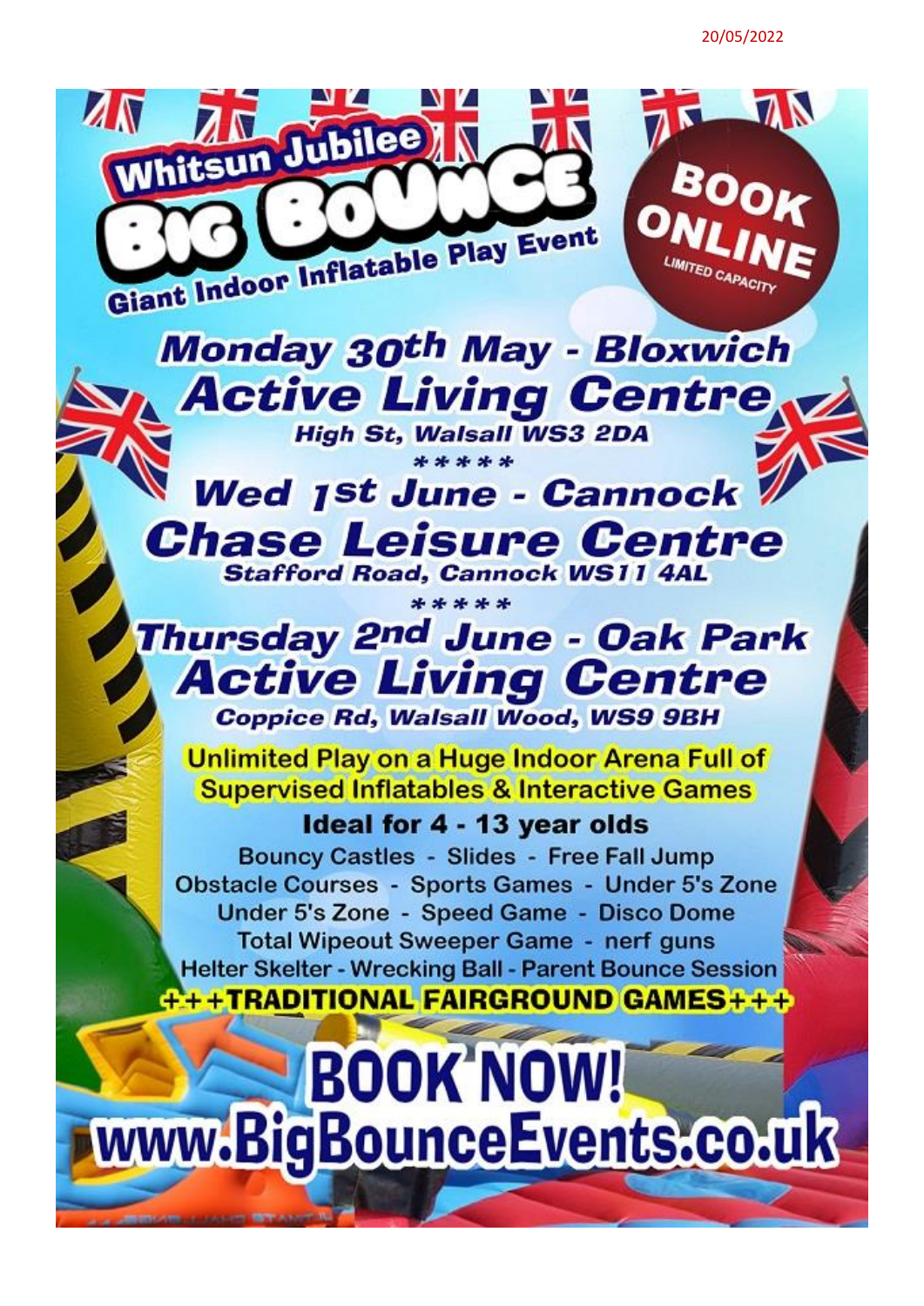20/05/2022

# Whitsun Jubilee BIG BOUNCE

## Giant Indoor Inflatable Play Event

**BOOK ONLINE**
LIMITED CAPACITY

## Monday 30th May - Bloxwich Active Living Centre

**High St, Walsall WS3 2DA**

*****

## Wed 1st June - Cannock Chase Leisure Centre

**Stafford Road, Cannock WS11 4AL**

*****

## Thursday 2nd June - Oak Park Active Living Centre

**Coppice Rd, Walsall Wood, WS9 9BH**

**Unlimited Play on a Huge Indoor Arena Full of Supervised Inflatables & Interactive Games**

**Ideal for 4 - 13 year olds**

Bouncy Castles - Slides - Free Fall Jump
Obstacle Courses - Sports Games - Under 5's Zone
Under 5's Zone - Speed Game - Disco Dome
Total Wipeout Sweeper Game - nerf guns
Helter Skelter - Wrecking Ball - Parent Bounce Session

**+++TRADITIONAL FAIRGROUND GAMES+++**

# BOOK NOW!

# www.BigBounceEvents.co.uk